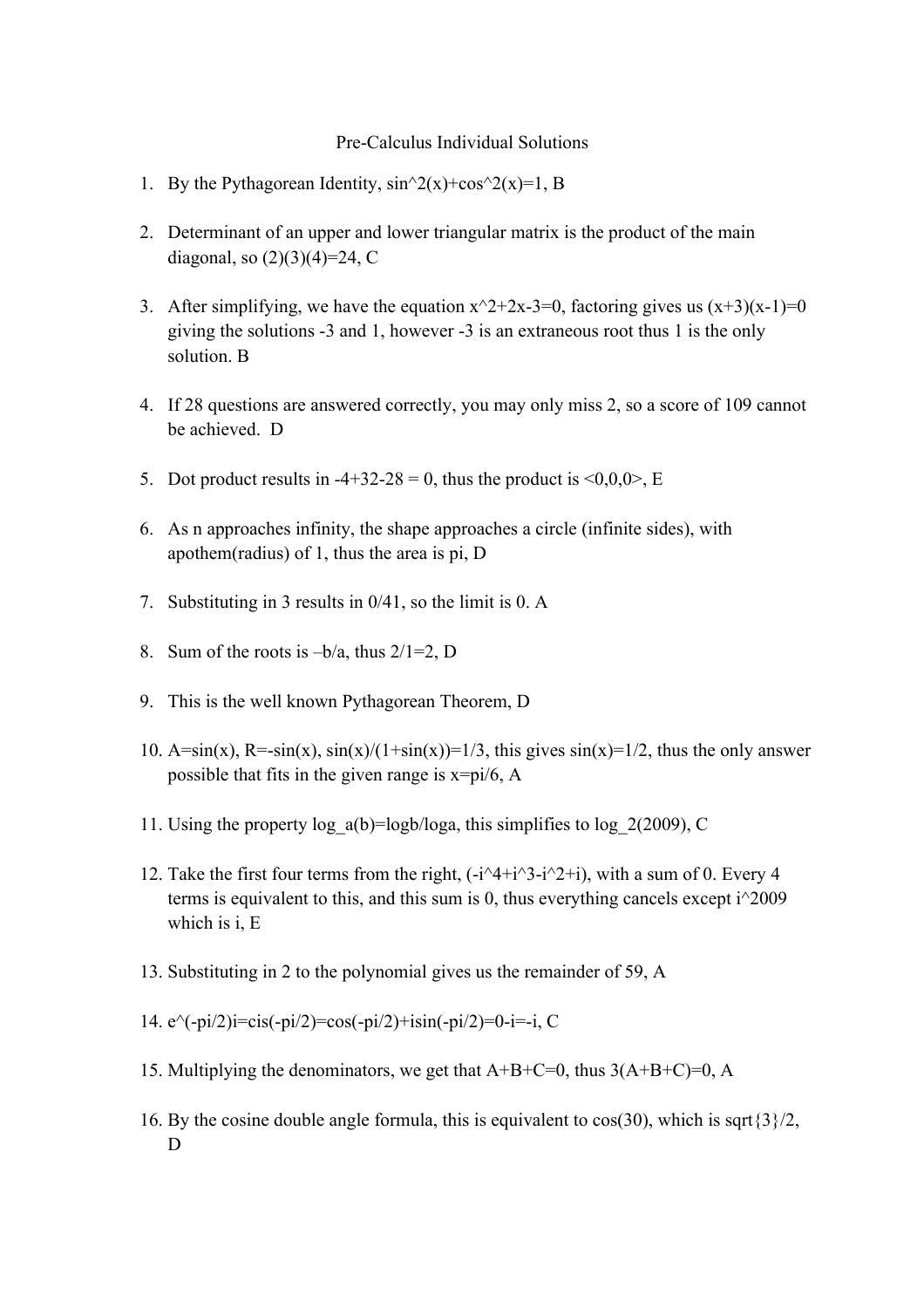# Pre-Calculus Individual Solutions

1. By the Pythagorean Identity, $\sin^2(x)+\cos^2(x)=1$, B

2. Determinant of an upper and lower triangular matrix is the product of the main diagonal, so $(2)(3)(4)=24$, C

3. After simplifying, we have the equation $x^2+2x-3=0$, factoring gives us $(x+3)(x-1)=0$ giving the solutions -3 and 1, however -3 is an extraneous root thus 1 is the only solution. B

4. If 28 questions are answered correctly, you may only miss 2, so a score of 109 cannot be achieved. D

5. Dot product results in $-4+32-28 = 0$, thus the product is $\langle 0,0,0 \rangle$, E

6. As n approaches infinity, the shape approaches a circle (infinite sides), with apothem(radius) of 1, thus the area is pi, D

7. Substituting in 3 results in 0/41, so the limit is 0. A

8. Sum of the roots is $-b/a$, thus $2/1=2$, D

9. This is the well known Pythagorean Theorem, D

10. $A=\sin(x)$, $R=-\sin(x)$, $\sin(x)/(1+\sin(x))=1/3$, this gives $\sin(x)=1/2$, thus the only answer possible that fits in the given range is $x=\pi/6$, A

11. Using the property $\log_a(b)=\log b/\log a$, this simplifies to $\log_2(2009)$, C

12. Take the first four terms from the right, $(-i^4+i^3-i^2+i)$, with a sum of 0. Every 4 terms is equivalent to this, and this sum is 0, thus everything cancels except $i^{2009}$ which is $i$, E

13. Substituting in 2 to the polynomial gives us the remainder of 59, A

14. $e^{(-\pi/2)i}=\text{cis}(-\pi/2)=\cos(-\pi/2)+i\sin(-\pi/2)=0-i=-i$, C

15. Multiplying the denominators, we get that $A+B+C=0$, thus $3(A+B+C)=0$, A

16. By the cosine double angle formula, this is equivalent to $\cos(30)$, which is $\sqrt{3}/2$, D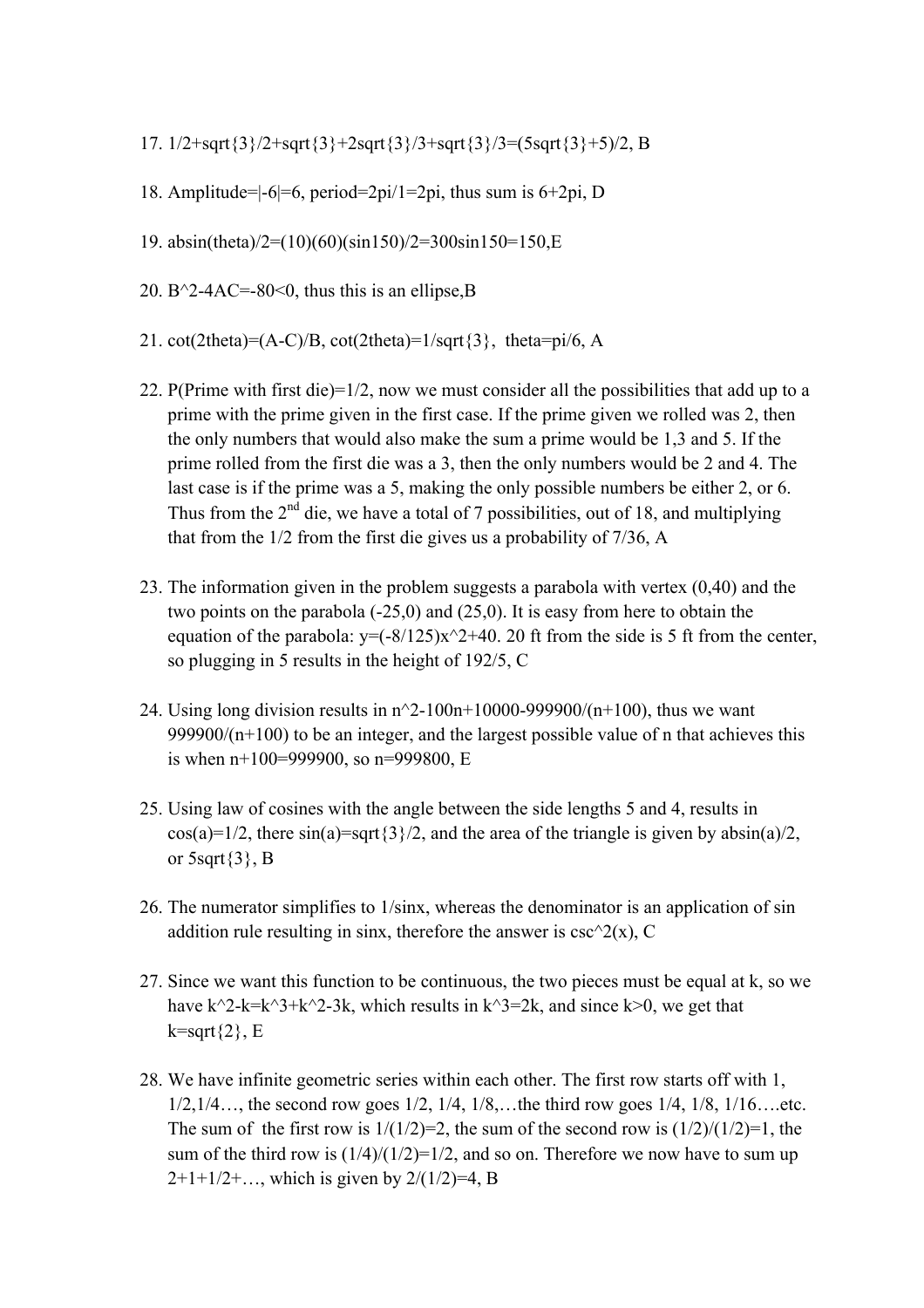17. $1/2+\sqrt{3}/2+\sqrt{3}+2\sqrt{3}/3+\sqrt{3}/3=(5\sqrt{3}+5)/2$, B

18. Amplitude$=|-6|=6$, period$=2\pi/1=2\pi$, thus sum is $6+2\pi$, D

19. $ab\sin(\theta)/2=(10)(60)(\sin150)/2=300\sin150=150$,E

20. $B^2-4AC=-80<0$, thus this is an ellipse,B

21. $\cot(2\theta)=(A-C)/B$, $\cot(2\theta)=1/\sqrt{3}$, $\theta=\pi/6$, A

22. P(Prime with first die)=1/2, now we must consider all the possibilities that add up to a prime with the prime given in the first case. If the prime given we rolled was 2, then the only numbers that would also make the sum a prime would be 1,3 and 5. If the prime rolled from the first die was a 3, then the only numbers would be 2 and 4. The last case is if the prime was a 5, making the only possible numbers be either 2, or 6. Thus from the 2nd die, we have a total of 7 possibilities, out of 18, and multiplying that from the 1/2 from the first die gives us a probability of 7/36, A

23. The information given in the problem suggests a parabola with vertex (0,40) and the two points on the parabola (-25,0) and (25,0). It is easy from here to obtain the equation of the parabola: $y=(-8/125)x^2+40$. 20 ft from the side is 5 ft from the center, so plugging in 5 results in the height of 192/5, C

24. Using long division results in $n^2-100n+10000-999900/(n+100)$, thus we want $999900/(n+100)$ to be an integer, and the largest possible value of n that achieves this is when $n+100=999900$, so $n=999800$, E

25. Using law of cosines with the angle between the side lengths 5 and 4, results in $\cos(a)=1/2$, there $\sin(a)=\sqrt{3}/2$, and the area of the triangle is given by $ab\sin(a)/2$, or $5\sqrt{3}$, B

26. The numerator simplifies to $1/\sin x$, whereas the denominator is an application of sin addition rule resulting in $\sin x$, therefore the answer is $\csc^2(x)$, C

27. Since we want this function to be continuous, the two pieces must be equal at k, so we have $k^2-k=k^3+k^2-3k$, which results in $k^3=2k$, and since $k>0$, we get that $k=\sqrt{2}$, E

28. We have infinite geometric series within each other. The first row starts off with 1, 1/2,1/4…, the second row goes 1/2, 1/4, 1/8,…the third row goes 1/4, 1/8, 1/16….etc. The sum of the first row is $1/(1/2)=2$, the sum of the second row is $(1/2)/(1/2)=1$, the sum of the third row is $(1/4)/(1/2)=1/2$, and so on. Therefore we now have to sum up $2+1+1/2+\ldots$, which is given by $2/(1/2)=4$, B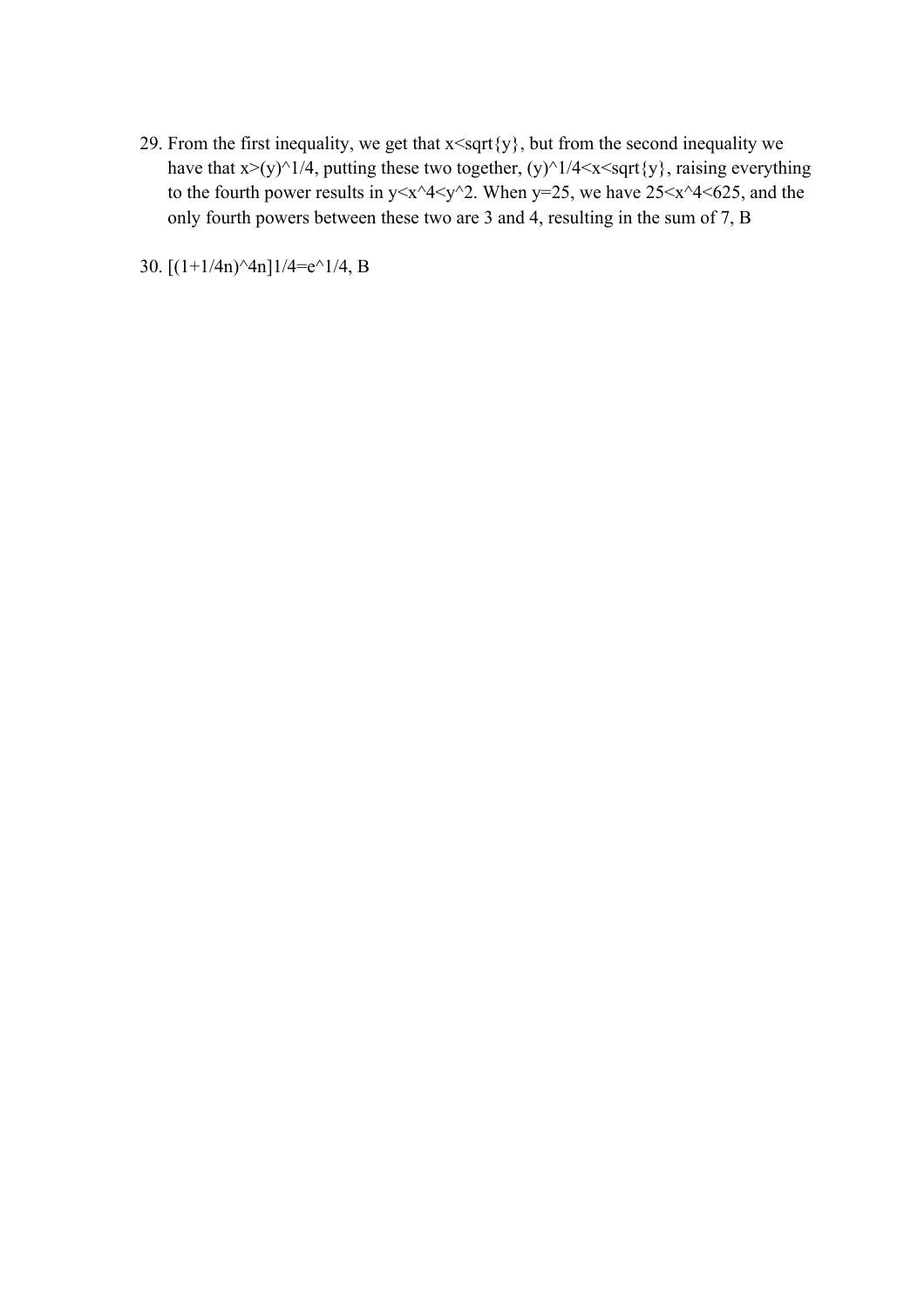29. From the first inequality, we get that $x<\sqrt{y}$, but from the second inequality we have that $x>(y)^{1/4}$, putting these two together, $(y)^{1/4}<x<\sqrt{y}$, raising everything to the fourth power results in $y<x^4<y^2$. When $y=25$, we have $25<x^4<625$, and the only fourth powers between these two are 3 and 4, resulting in the sum of 7, B

30. $[(1+1/4n)^{4n}]^{1/4}=e^{1/4}$, B